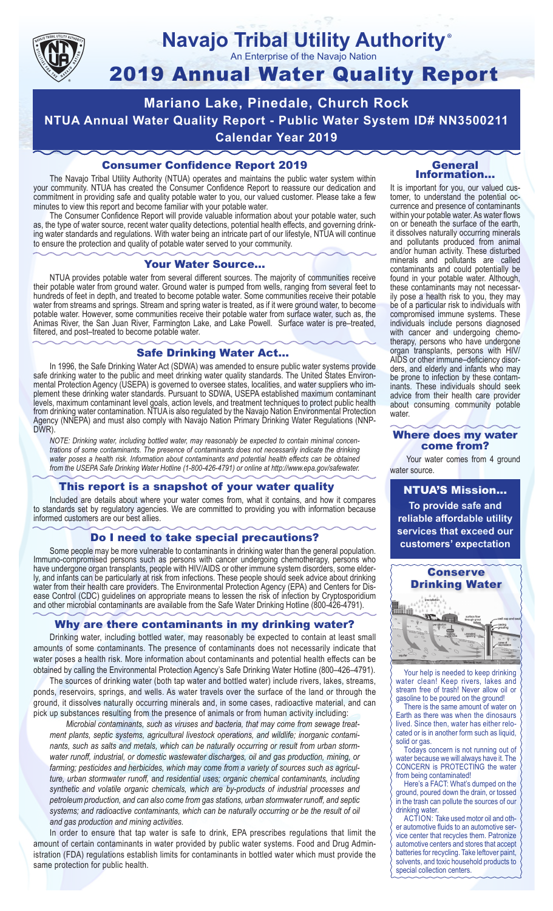# Navajo Tribal Utility Authority®

An Enterprise of the Navajo Nation

# 2019 Annual Water Quality Report

## Mariano Lake, Pinedale, Church Rock
## NTUA Annual Water Quality Report - Public Water System ID# NN3500211
## Calendar Year 2019

### Consumer Confidence Report 2019

The Navajo Tribal Utility Authority (NTUA) operates and maintains the public water system within your community. NTUA has created the Consumer Confidence Report to reassure our dedication and commitment in providing safe and quality potable water to you, our valued customer. Please take a few minutes to view this report and become familiar with your potable water.

The Consumer Confidence Report will provide valuable information about your potable water, such as, the type of water source, recent water quality detections, potential health effects, and governing drinking water standards and regulations. With water being an intricate part of our lifestyle, NTUA will continue to ensure the protection and quality of potable water served to your community.

### Your Water Source…

NTUA provides potable water from several different sources. The majority of communities receive their potable water from ground water. Ground water is pumped from wells, ranging from several feet to hundreds of feet in depth, and treated to become potable water. Some communities receive their potable water from streams and springs. Stream and spring water is treated, as if it were ground water, to become potable water. However, some communities receive their potable water from surface water, such as, the Animas River, the San Juan River, Farmington Lake, and Lake Powell. Surface water is pre–treated, filtered, and post–treated to become potable water.

### Safe Drinking Water Act…

In 1996, the Safe Drinking Water Act (SDWA) was amended to ensure public water systems provide safe drinking water to the public and meet drinking water quality standards. The United States Environmental Protection Agency (USEPA) is governed to oversee states, localities, and water suppliers who implement these drinking water standards. Pursuant to SDWA, USEPA established maximum contaminant levels, maximum contaminant level goals, action levels, and treatment techniques to protect public health from drinking water contamination. NTUA is also regulated by the Navajo Nation Environmental Protection Agency (NNEPA) and must also comply with Navajo Nation Primary Drinking Water Regulations (NNPDWR).

*NOTE: Drinking water, including bottled water, may reasonably be expected to contain minimal concentrations of some contaminants. The presence of contaminants does not necessarily indicate the drinking water poses a health risk. Information about contaminants and potential health effects can be obtained from the USEPA Safe Drinking Water Hotline (1-800-426-4791) or online at http://www.epa.gov/safewater.*

### This report is a snapshot of your water quality

Included are details about where your water comes from, what it contains, and how it compares to standards set by regulatory agencies. We are committed to providing you with information because informed customers are our best allies.

### Do I need to take special precautions?

Some people may be more vulnerable to contaminants in drinking water than the general population. Immuno-compromised persons such as persons with cancer undergoing chemotherapy, persons who have undergone organ transplants, people with HIV/AIDS or other immune system disorders, some elderly, and infants can be particularly at risk from infections. These people should seek advice about drinking water from their health care providers. The Environmental Protection Agency (EPA) and Centers for Disease Control (CDC) guidelines on appropriate means to lessen the risk of infection by Cryptosporidium and other microbial contaminants are available from the Safe Water Drinking Hotline (800-426-4791).

### Why are there contaminants in my drinking water?

Drinking water, including bottled water, may reasonably be expected to contain at least small amounts of some contaminants. The presence of contaminants does not necessarily indicate that water poses a health risk. More information about contaminants and potential health effects can be obtained by calling the Environmental Protection Agency's Safe Drinking Water Hotline (800–426–4791).

The sources of drinking water (both tap water and bottled water) include rivers, lakes, streams, ponds, reservoirs, springs, and wells. As water travels over the surface of the land or through the ground, it dissolves naturally occurring minerals and, in some cases, radioactive material, and can pick up substances resulting from the presence of animals or from human activity including:

*Microbial contaminants, such as viruses and bacteria, that may come from sewage treatment plants, septic systems, agricultural livestock operations, and wildlife; inorganic contaminants, such as salts and metals, which can be naturally occurring or result from urban stormwater runoff, industrial, or domestic wastewater discharges, oil and gas production, mining, or farming; pesticides and herbicides, which may come from a variety of sources such as agriculture, urban stormwater runoff, and residential uses; organic chemical contaminants, including synthetic and volatile organic chemicals, which are by-products of industrial processes and petroleum production, and can also come from gas stations, urban stormwater runoff, and septic systems; and radioactive contaminants, which can be naturally occurring or be the result of oil and gas production and mining activities.*

In order to ensure that tap water is safe to drink, EPA prescribes regulations that limit the amount of certain contaminants in water provided by public water systems. Food and Drug Administration (FDA) regulations establish limits for contaminants in bottled water which must provide the same protection for public health.

### General Information…

It is important for you, our valued customer, to understand the potential occurrence and presence of contaminants within your potable water. As water flows on or beneath the surface of the earth, it dissolves naturally occurring minerals and pollutants produced from animal and/or human activity. These disturbed minerals and pollutants are called contaminants and could potentially be found in your potable water. Although, these contaminants may not necessarily pose a health risk to you, they may be of a particular risk to individuals with compromised immune systems. These individuals include persons diagnosed with cancer and undergoing chemotherapy, persons who have undergone organ transplants, persons with HIV/AIDS or other immune–deficiency disorders, and elderly and infants who may be prone to infection by these contaminants. These individuals should seek advice from their health care provider about consuming community potable water.

### Where does my water come from?

Your water comes from 4 ground water source.

### NTUA'S Mission…

**To provide safe and reliable affordable utility services that exceed our customers' expectation**

### Conserve Drinking Water

Your help is needed to keep drinking water clean! Keep rivers, lakes and stream free of trash! Never allow oil or gasoline to be poured on the ground!

There is the same amount of water on Earth as there was when the dinosaurs lived. Since then, water has either relocated or is in another form such as liquid, solid or gas.

Todays concern is not running out of water because we will always have it. The CONCERN is PROTECTING the water from being contaminated!

Here's a FACT: What's dumped on the ground, poured down the drain, or tossed in the trash can pollute the sources of our drinking water.

ACTION: Take used motor oil and other automotive fluids to an automotive service center that recycles them. Patronize automotive centers and stores that accept batteries for recycling. Take leftover paint, solvents, and toxic household products to special collection centers.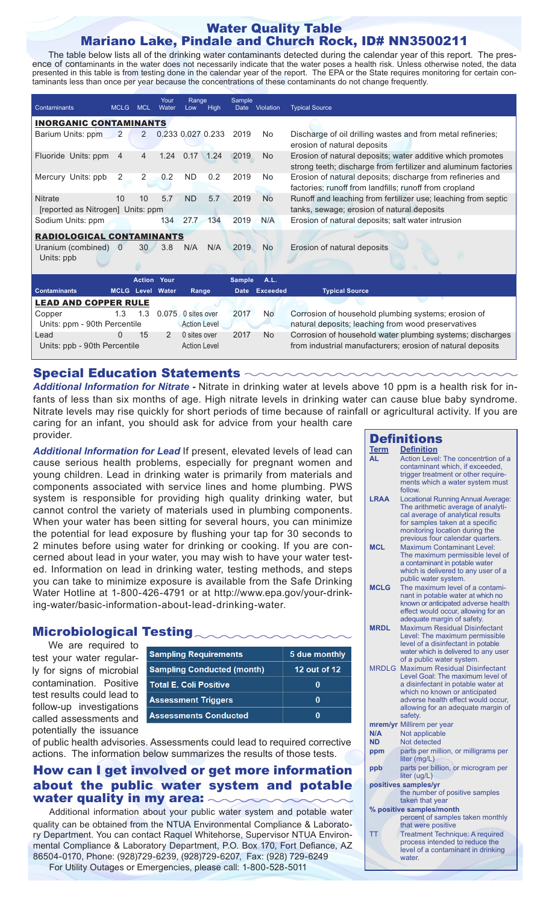# Water Quality Table
## Mariano Lake, Pindale and Church Rock, ID# NN3500211

The table below lists all of the drinking water contaminants detected during the calendar year of this report. The presence of contaminants in the water does not necessarily indicate that the water poses a health risk. Unless otherwise noted, the data presented in this table is from testing done in the calendar year of the report. The EPA or the State requires monitoring for certain contaminants less than once per year because the concentrations of these contaminants do not change frequently.

| Contaminants | MCLG | MCL | Your Water | Range Low | Range High | Sample Date | Violation | Typical Source |
|---|---|---|---|---|---|---|---|---|
| **INORGANIC CONTAMINANTS** | | | | | | | | |
| Barium Units: ppm | 2 | 2 | 0.233 | 0.027 | 0.233 | 2019 | No | Discharge of oil drilling wastes and from metal refineries; erosion of natural deposits |
| Fluoride Units: ppm | 4 | 4 | 1.24 | 0.17 | 1.24 | 2019 | No | Erosion of natural deposits; water additive which promotes strong teeth; discharge from fertilizer and aluminum factories |
| Mercury Units: ppb | 2 | 2 | 0.2 | ND | 0.2 | 2019 | No | Erosion of natural deposits; discharge from refineries and factories; runoff from landfills; runoff from cropland |
| Nitrate [reported as Nitrogen] Units: ppm | 10 | 10 | 5.7 | ND | 5.7 | 2019 | No | Runoff and leaching from fertilizer use; leaching from septic tanks, sewage; erosion of natural deposits |
| Sodium Units: ppm | | | 134 | 27.7 | 134 | 2019 | N/A | Erosion of natural deposits; salt water intrusion |
| **RADIOLOGICAL CONTAMINANTS** | | | | | | | | |
| Uranium (combined) Units: ppb | 0 | 30 | 3.8 | N/A | N/A | 2019 | No | Erosion of natural deposits |

| Contaminants | MCLG | Action Level | Your Water | Range | Sample Date | A.L. Exceeded | Typical Source |
|---|---|---|---|---|---|---|---|
| **LEAD AND COPPER RULE** | | | | | | | |
| Copper Units: ppm - 90th Percentile | 1.3 | 1.3 | 0.075 | 0 sites over Action Level | 2017 | No | Corrosion of household plumbing systems; erosion of natural deposits; leaching from wood preservatives |
| Lead Units: ppb - 90th Percentile | 0 | 15 | 2 | 0 sites over Action Level | 2017 | No | Corrosion of household water plumbing systems; discharges from industrial manufacturers; erosion of natural deposits |

## Special Education Statements

***Additional Information for Nitrate*** - Nitrate in drinking water at levels above 10 ppm is a health risk for infants of less than six months of age. High nitrate levels in drinking water can cause blue baby syndrome. Nitrate levels may rise quickly for short periods of time because of rainfall or agricultural activity. If you are caring for an infant, you should ask for advice from your health care provider.

***Additional Information for Lead*** If present, elevated levels of lead can cause serious health problems, especially for pregnant women and young children. Lead in drinking water is primarily from materials and components associated with service lines and home plumbing. PWS system is responsible for providing high quality drinking water, but cannot control the variety of materials used in plumbing components. When your water has been sitting for several hours, you can minimize the potential for lead exposure by flushing your tap for 30 seconds to 2 minutes before using water for drinking or cooking. If you are concerned about lead in your water, you may wish to have your water tested. Information on lead in drinking water, testing methods, and steps you can take to minimize exposure is available from the Safe Drinking Water Hotline at 1-800-426-4791 or at http://www.epa.gov/your-drinking-water/basic-information-about-lead-drinking-water.

## Microbiological Testing

We are required to test your water regularly for signs of microbial contamination. Positive test results could lead to follow-up investigations called assessments and potentially the issuance of public health advisories. Assessments could lead to required corrective actions. The information below summarizes the results of those tests.

| | |
|---|---|
| Sampling Requirements | 5 due monthly |
| Sampling Conducted (month) | 12 out of 12 |
| Total E. Coli Positive | 0 |
| Assessment Triggers | 0 |
| Assessments Conducted | 0 |

## How can I get involved or get more information about the public water system and potable water quality in my area:

Additional information about your public water system and potable water quality can be obtained from the NTUA Environmental Compliance & Laboratory Department. You can contact Raquel Whitehorse, Supervisor NTUA Environmental Compliance & Laboratory Department, P.O. Box 170, Fort Defiance, AZ 86504-0170, Phone: (928)729-6239, (928)729-6207, Fax: (928) 729-6249

For Utility Outages or Emergencies, please call: 1-800-528-5011

## Definitions

| Term | Definition |
|---|---|
| AL | Action Level: The concentrtion of a contaminant which, if exceeded, trigger treatment or other requirements which a water system must follow. |
| LRAA | Locational Running Annual Average: The arithmetic average of analytical results for samples taken at a specific monitoring location during the previous four calendar quarters. |
| MCL | Maximum Contaminant Level: The maximum permissible level of a contaminant in potable water which is delivered to any user of a public water system. |
| MCLG | The maximum level of a contaminant in potable water at which no known or anticipated adverse health effect would occur, allowing for an adequate margin of safety. |
| MRDL | Maximum Residual Disinfectant Level: The maximum permissible level of a disinfectant in potable water which is delivered to any user of a public water system. |
| MRDLG | Maximum Residual Disinfectant Level Goal: The maximum level of a disinfectant in potable water at which no known or anticipated adverse health effect would occur, allowing for an adequate margin of safety. |
| mrem/yr | Millirem per year |
| N/A | Not applicable |
| ND | Not detected |
| ppm | parts per million, or milligrams per liter (mg/L) |
| ppb | parts per billion, or microgram per liter (ug/L) |
| positives samples/yr | the number of positive samples taken that year |
| % positive samples/month | percent of samples taken monthly that were positive |
| TT | Treatment Technique: A required process intended to reduce the level of a contaminant in drinking water. |